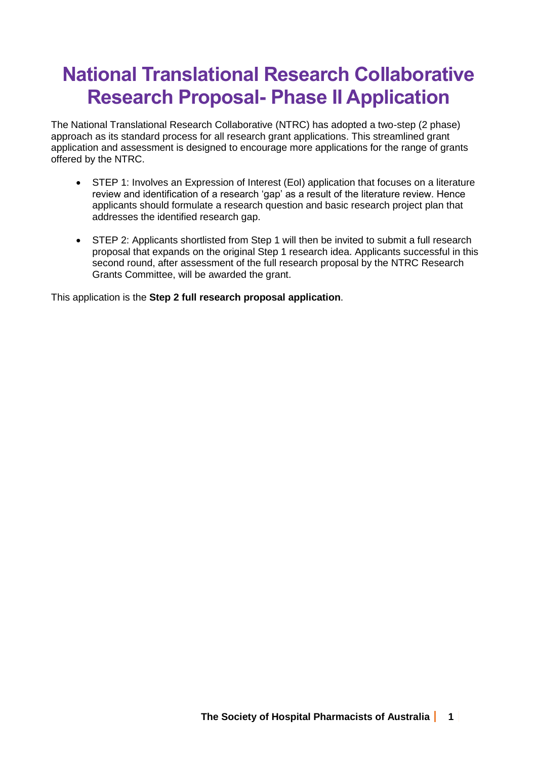# National Translational Research Collaborative Research Proposal- Phase II Application

The National Translational Research Collaborative (NTRC) has adopted a two-step (2 phase) approach as its standard process for all research grant applications. This streamlined grant application and assessment is designed to encourage more applications for the range of grants offered by the NTRC.

- STEP 1: Involves an Expression of Interest (EoI) application that focuses on a literature review and identification of a research 'gap' as a result of the literature review. Hence applicants should formulate a research question and basic research project plan that addresses the identified research gap.
- STEP 2: Applicants shortlisted from Step 1 will then be invited to submit a full research proposal that expands on the original Step 1 research idea. Applicants successful in this second round, after assessment of the full research proposal by the NTRC Research Grants Committee, will be awarded the grant.

This application is the **Step 2 full research proposal application**.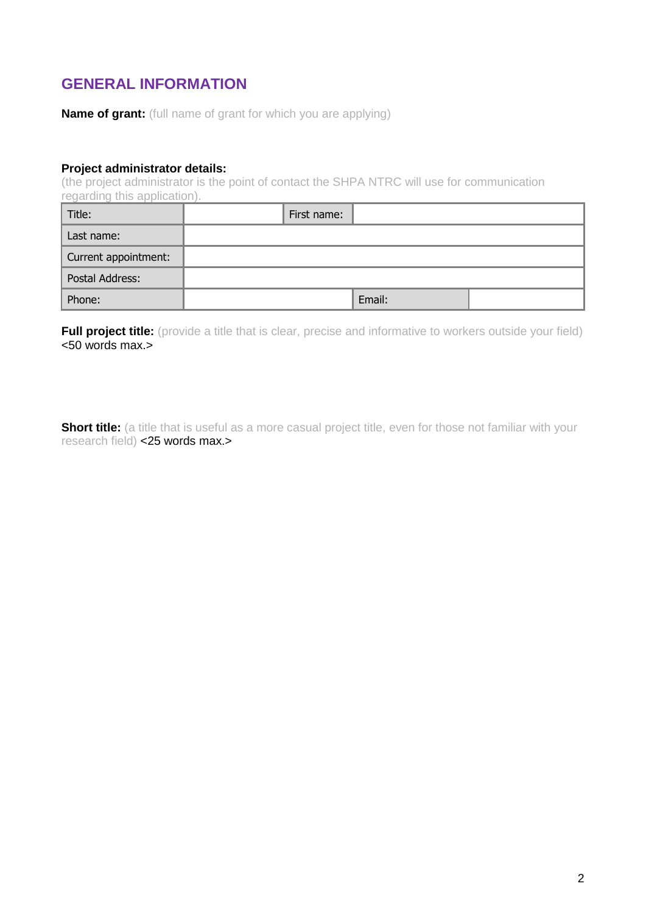## GENERAL INFORMATION

**Name of grant:** (full name of grant for which you are applying)

**Project administrator details:**
(the project administrator is the point of contact the SHPA NTRC will use for communication regarding this application).

| Title: | | First name: | |
|---|---|---|---|
| Last name: | | | |
| Current appointment: | | | |
| Postal Address: | | | |
| Phone: | | Email: | |

**Full project title:** (provide a title that is clear, precise and informative to workers outside your field) <50 words max.>

**Short title:** (a title that is useful as a more casual project title, even for those not familiar with your research field) <25 words max.>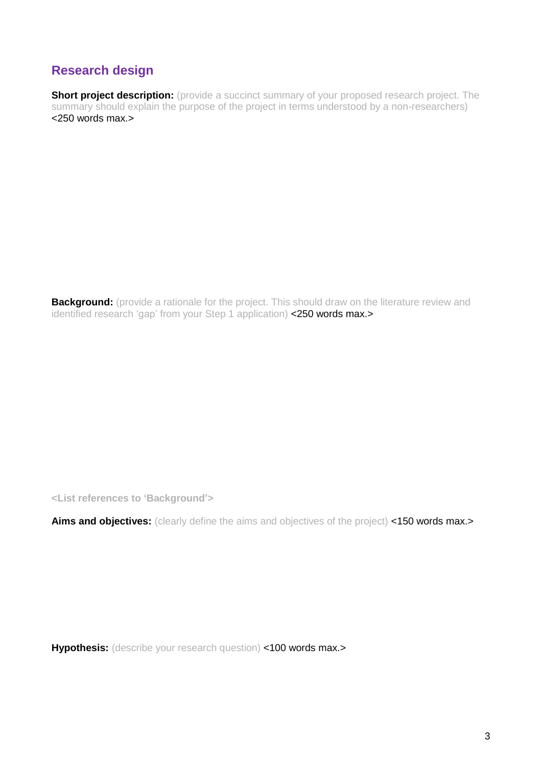## Research design

**Short project description:** (provide a succinct summary of your proposed research project. The summary should explain the purpose of the project in terms understood by a non-researchers) <250 words max.>

**Background:** (provide a rationale for the project. This should draw on the literature review and identified research 'gap' from your Step 1 application) <250 words max.>

**<List references to 'Background'>**

**Aims and objectives:** (clearly define the aims and objectives of the project) <150 words max.>

**Hypothesis:** (describe your research question) <100 words max.>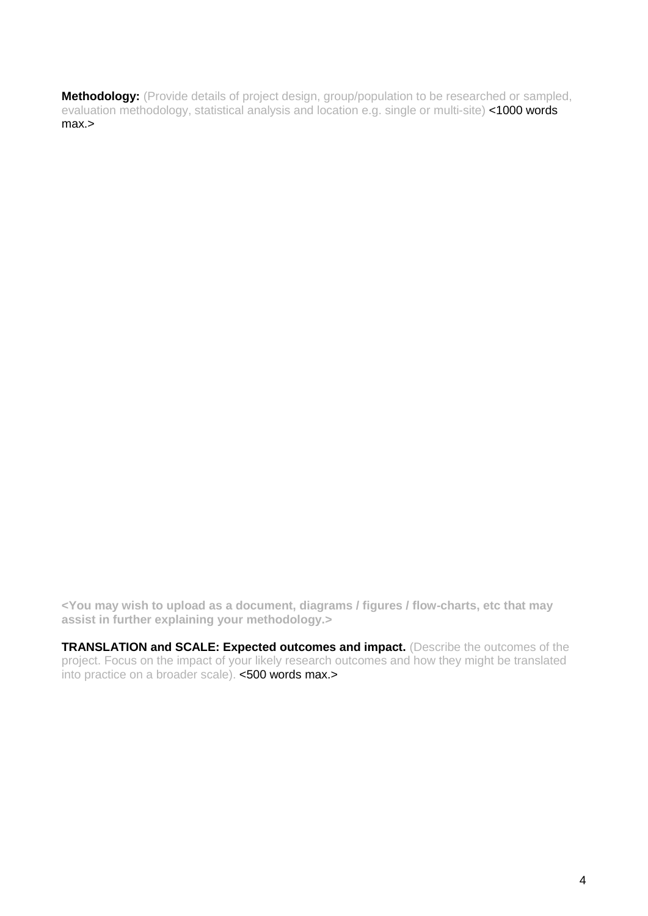**Methodology:** (Provide details of project design, group/population to be researched or sampled, evaluation methodology, statistical analysis and location e.g. single or multi-site) <1000 words max.>

**<You may wish to upload as a document, diagrams / figures / flow-charts, etc that may assist in further explaining your methodology.>**

**TRANSLATION and SCALE: Expected outcomes and impact.** (Describe the outcomes of the project. Focus on the impact of your likely research outcomes and how they might be translated into practice on a broader scale). <500 words max.>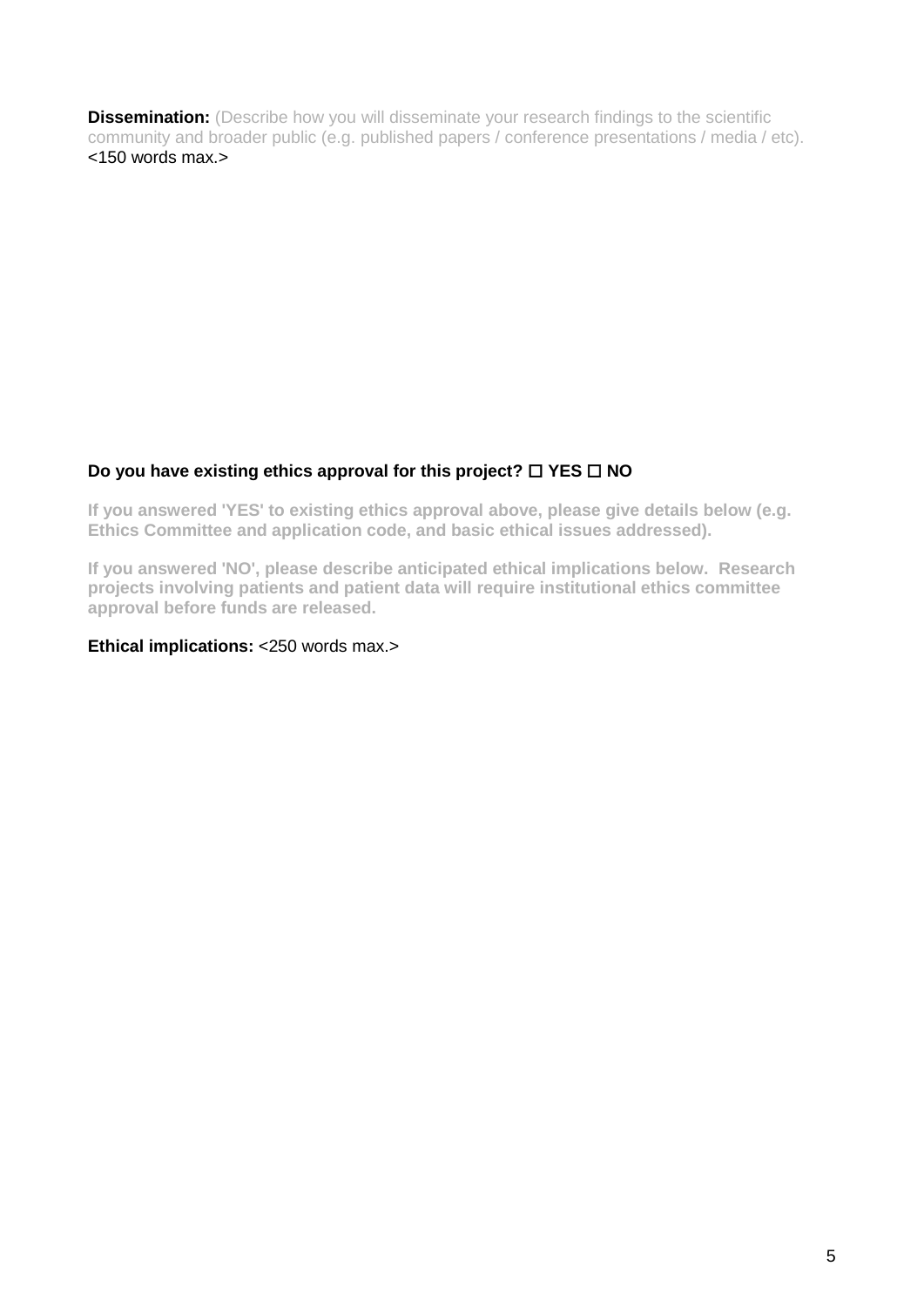**Dissemination:** (Describe how you will disseminate your research findings to the scientific community and broader public (e.g. published papers / conference presentations / media / etc). <150 words max.>

**Do you have existing ethics approval for this project? ☐ YES ☐ NO**

**If you answered 'YES' to existing ethics approval above, please give details below (e.g. Ethics Committee and application code, and basic ethical issues addressed).**

**If you answered 'NO', please describe anticipated ethical implications below. Research projects involving patients and patient data will require institutional ethics committee approval before funds are released.**

**Ethical implications:** <250 words max.>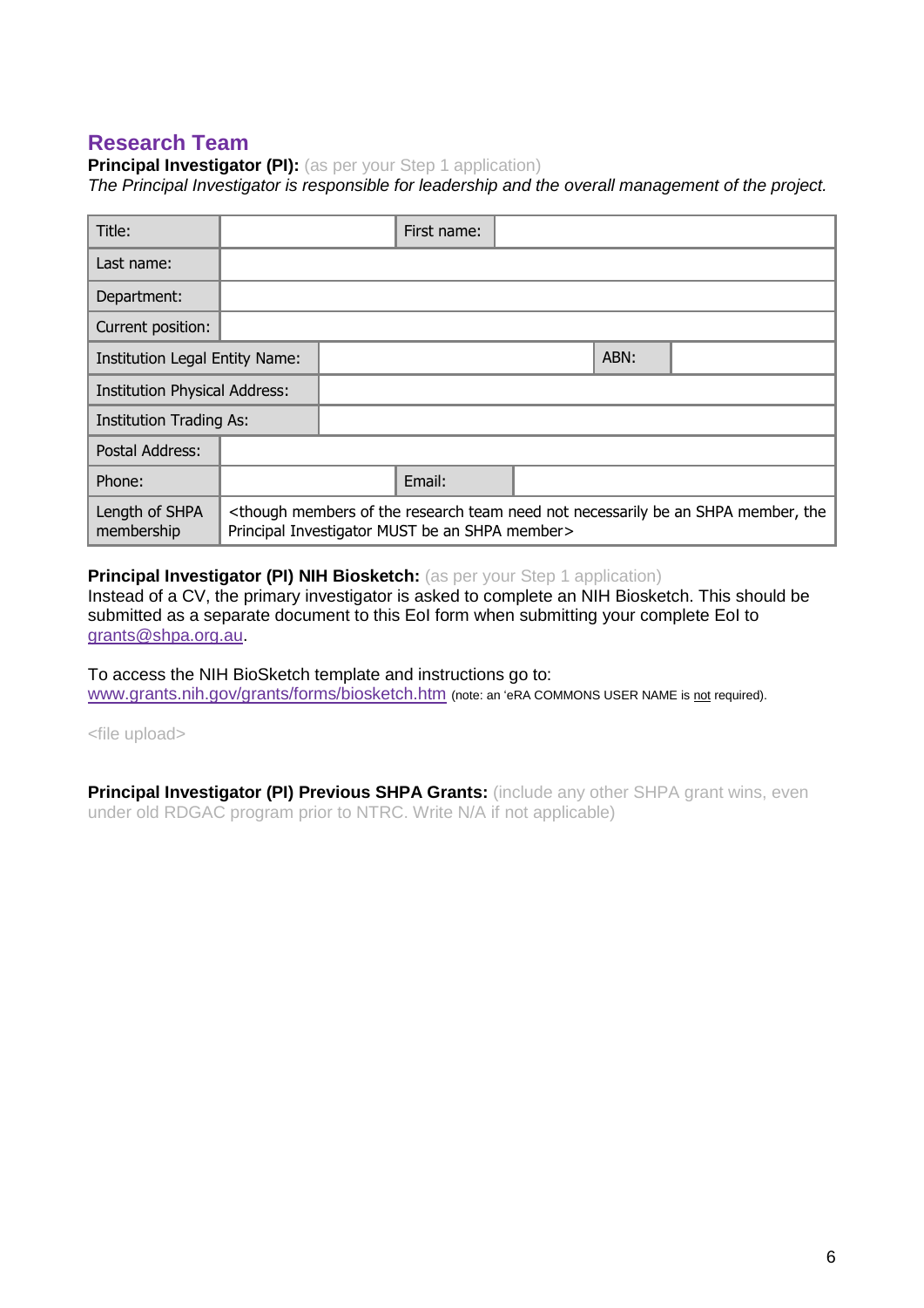## Research Team

**Principal Investigator (PI):** (as per your Step 1 application)

*The Principal Investigator is responsible for leadership and the overall management of the project.*

| Title: | | First name: | | |
|---|---|---|---|---|
| Last name: | | | | |
| Department: | | | | |
| Current position: | | | | |
| Institution Legal Entity Name: | | | ABN: | |
| Institution Physical Address: | | | | |
| Institution Trading As: | | | | |
| Postal Address: | | | | |
| Phone: | | Email: | | |
| Length of SHPA membership | <though members of the research team need not necessarily be an SHPA member, the Principal Investigator MUST be an SHPA member> | | | |

**Principal Investigator (PI) NIH Biosketch:** (as per your Step 1 application)

Instead of a CV, the primary investigator is asked to complete an NIH Biosketch. This should be submitted as a separate document to this EoI form when submitting your complete EoI to grants@shpa.org.au.

To access the NIH BioSketch template and instructions go to: www.grants.nih.gov/grants/forms/biosketch.htm (note: an 'eRA COMMONS USER NAME is not required).

<file upload>

**Principal Investigator (PI) Previous SHPA Grants:** (include any other SHPA grant wins, even under old RDGAC program prior to NTRC. Write N/A if not applicable)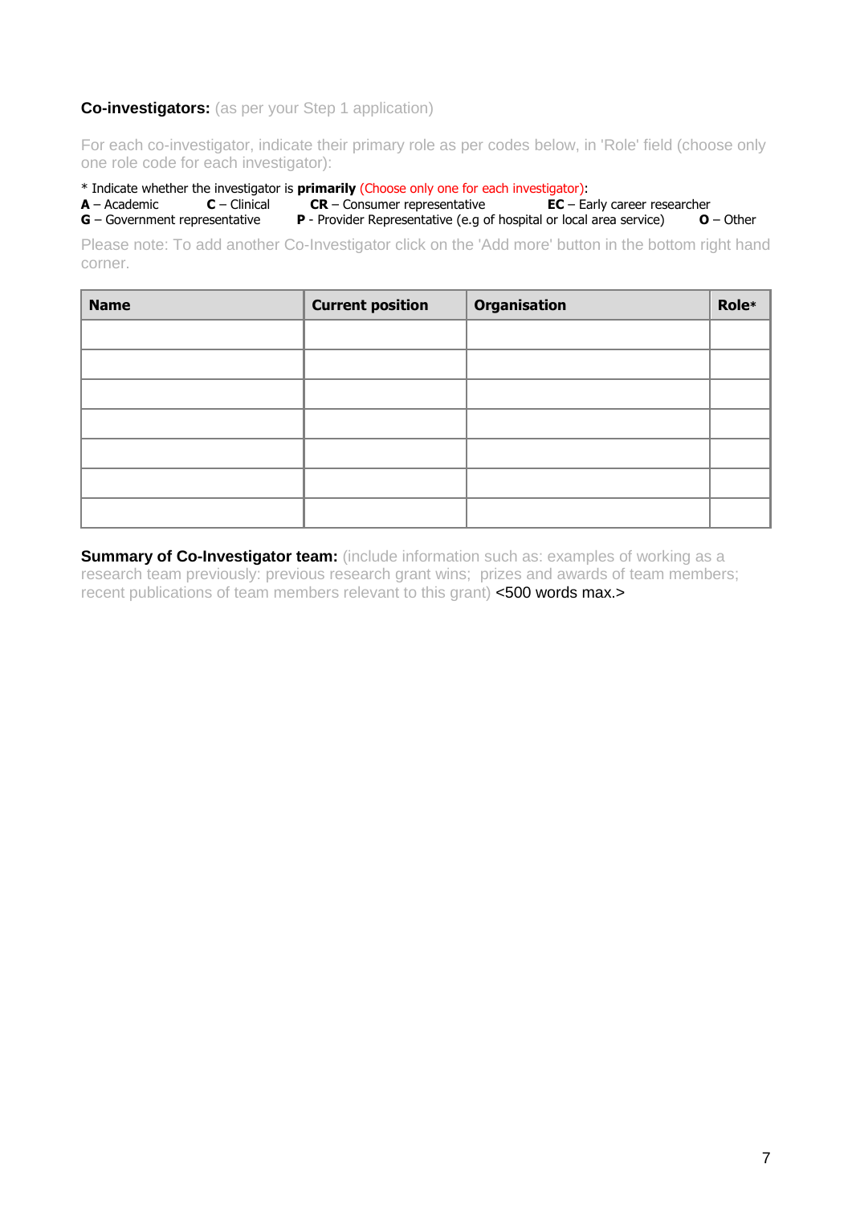**Co-investigators:** (as per your Step 1 application)

For each co-investigator, indicate their primary role as per codes below, in 'Role' field (choose only one role code for each investigator):

* Indicate whether the investigator is **primarily** (Choose only one for each investigator):
**A** – Academic **C** – Clinical **CR** – Consumer representative **EC** – Early career researcher
**G** – Government representative **P** - Provider Representative (e.g of hospital or local area service) **O** – Other

Please note: To add another Co-Investigator click on the 'Add more' button in the bottom right hand corner.

| Name | Current position | Organisation | Role* |
|---|---|---|---|
| | | | |
| | | | |
| | | | |
| | | | |
| | | | |
| | | | |
| | | | |

**Summary of Co-Investigator team:** (include information such as: examples of working as a research team previously: previous research grant wins; prizes and awards of team members; recent publications of team members relevant to this grant) <500 words max.>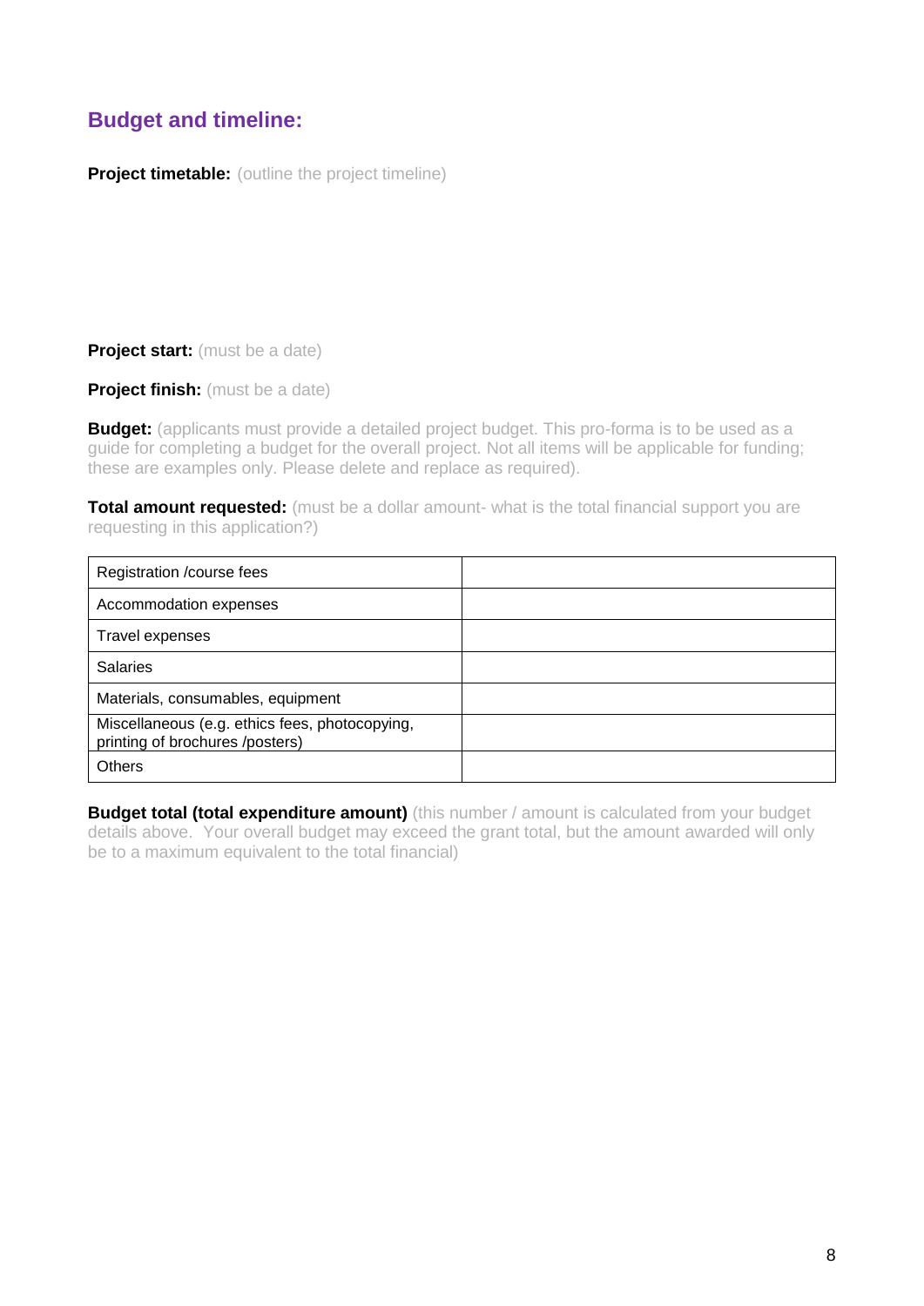## Budget and timeline:

**Project timetable:** (outline the project timeline)

**Project start:** (must be a date)

**Project finish:** (must be a date)

**Budget:** (applicants must provide a detailed project budget. This pro-forma is to be used as a guide for completing a budget for the overall project. Not all items will be applicable for funding; these are examples only. Please delete and replace as required).

**Total amount requested:** (must be a dollar amount- what is the total financial support you are requesting in this application?)

| Registration /course fees | |
|---|---|
| Accommodation expenses | |
| Travel expenses | |
| Salaries | |
| Materials, consumables, equipment | |
| Miscellaneous (e.g. ethics fees, photocopying, printing of brochures /posters) | |
| Others | |

**Budget total (total expenditure amount)** (this number / amount is calculated from your budget details above. Your overall budget may exceed the grant total, but the amount awarded will only be to a maximum equivalent to the total financial)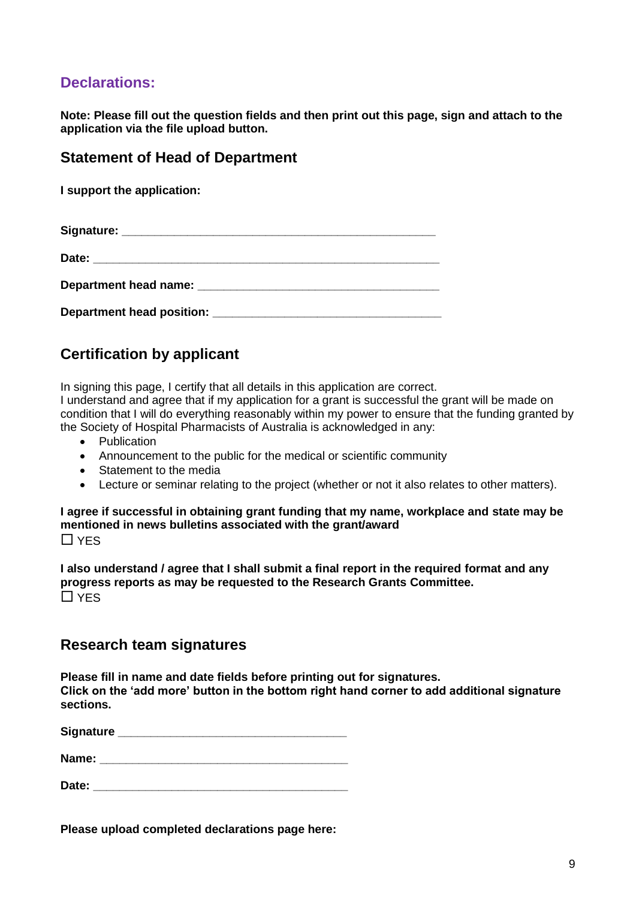## Declarations:

**Note: Please fill out the question fields and then print out this page, sign and attach to the application via the file upload button.**

### Statement of Head of Department

**I support the application:**

**Signature:** ______________________________________________

**Date:** ___________________________________________________

**Department head name:** ____________________________________

**Department head position:** __________________________________

### Certification by applicant

In signing this page, I certify that all details in this application are correct.
I understand and agree that if my application for a grant is successful the grant will be made on condition that I will do everything reasonably within my power to ensure that the funding granted by the Society of Hospital Pharmacists of Australia is acknowledged in any:

- Publication
- Announcement to the public for the medical or scientific community
- Statement to the media
- Lecture or seminar relating to the project (whether or not it also relates to other matters).

**I agree if successful in obtaining grant funding that my name, workplace and state may be mentioned in news bulletins associated with the grant/award**
☐ YES

**I also understand / agree that I shall submit a final report in the required format and any progress reports as may be requested to the Research Grants Committee.**
☐ YES

### Research team signatures

**Please fill in name and date fields before printing out for signatures.**
**Click on the 'add more' button in the bottom right hand corner to add additional signature sections.**

**Signature** ________________________________

**Name:** __________________________________

**Date:** ___________________________________

**Please upload completed declarations page here:**